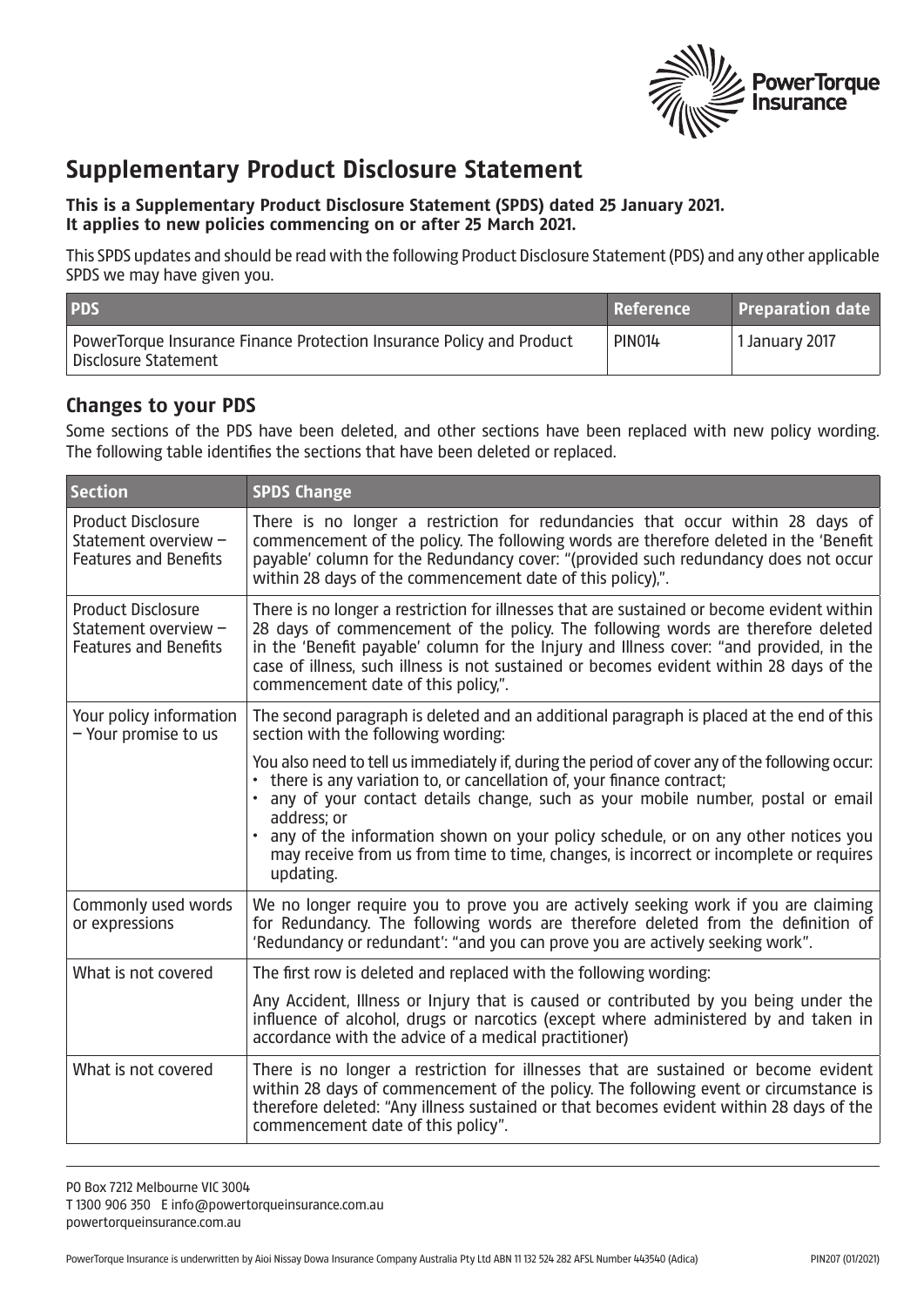# Supplementary Product Disclosure Statement

**This is a Supplementary Product Disclosure Statement (SPDS) dated 25 January 2021.**
**It applies to new policies commencing on or after 25 March 2021.**

This SPDS updates and should be read with the following Product Disclosure Statement (PDS) and any other applicable SPDS we may have given you.

| PDS | Reference | Preparation date |
|---|---|---|
| PowerTorque Insurance Finance Protection Insurance Policy and Product Disclosure Statement | PIN014 | 1 January 2017 |

## Changes to your PDS

Some sections of the PDS have been deleted, and other sections have been replaced with new policy wording. The following table identifies the sections that have been deleted or replaced.

| Section | SPDS Change |
|---|---|
| Product Disclosure Statement overview – Features and Benefits | There is no longer a restriction for redundancies that occur within 28 days of commencement of the policy. The following words are therefore deleted in the 'Benefit payable' column for the Redundancy cover: "(provided such redundancy does not occur within 28 days of the commencement date of this policy),". |
| Product Disclosure Statement overview – Features and Benefits | There is no longer a restriction for illnesses that are sustained or become evident within 28 days of commencement of the policy. The following words are therefore deleted in the 'Benefit payable' column for the Injury and Illness cover: "and provided, in the case of illness, such illness is not sustained or becomes evident within 28 days of the commencement date of this policy,". |
| Your policy information – Your promise to us | The second paragraph is deleted and an additional paragraph is placed at the end of this section with the following wording:<br><br>You also need to tell us immediately if, during the period of cover any of the following occur:<br>• there is any variation to, or cancellation of, your finance contract;<br>• any of your contact details change, such as your mobile number, postal or email address; or<br>• any of the information shown on your policy schedule, or on any other notices you may receive from us from time to time, changes, is incorrect or incomplete or requires updating. |
| Commonly used words or expressions | We no longer require you to prove you are actively seeking work if you are claiming for Redundancy. The following words are therefore deleted from the definition of 'Redundancy or redundant': "and you can prove you are actively seeking work". |
| What is not covered | The first row is deleted and replaced with the following wording:<br><br>Any Accident, Illness or Injury that is caused or contributed by you being under the influence of alcohol, drugs or narcotics (except where administered by and taken in accordance with the advice of a medical practitioner) |
| What is not covered | There is no longer a restriction for illnesses that are sustained or become evident within 28 days of commencement of the policy. The following event or circumstance is therefore deleted: "Any illness sustained or that becomes evident within 28 days of the commencement date of this policy". |

PO Box 7212 Melbourne VIC 3004
T 1300 906 350 E info@powertorqueinsurance.com.au
powertorqueinsurance.com.au

PowerTorque Insurance is underwritten by Aioi Nissay Dowa Insurance Company Australia Pty Ltd ABN 11 132 524 282 AFSL Number 443540 (Adica) PIN207 (01/2021)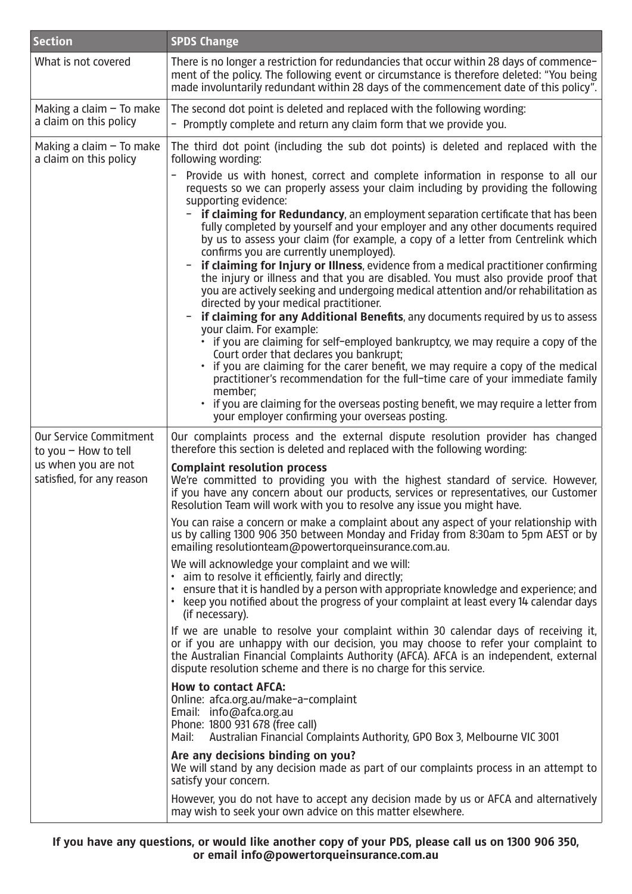| Section | SPDS Change |
|---|---|
| What is not covered | There is no longer a restriction for redundancies that occur within 28 days of commencement of the policy. The following event or circumstance is therefore deleted: "You being made involuntarily redundant within 28 days of the commencement date of this policy". |
| Making a claim – To make a claim on this policy | The second dot point is deleted and replaced with the following wording:<br>– Promptly complete and return any claim form that we provide you. |
| Making a claim – To make a claim on this policy | The third dot point (including the sub dot points) is deleted and replaced with the following wording:<br>– Provide us with honest, correct and complete information in response to all our requests so we can properly assess your claim including by providing the following supporting evidence:<br>&nbsp;&nbsp;– **if claiming for Redundancy**, an employment separation certificate that has been fully completed by yourself and your employer and any other documents required by us to assess your claim (for example, a copy of a letter from Centrelink which confirms you are currently unemployed).<br>&nbsp;&nbsp;– **if claiming for Injury or Illness**, evidence from a medical practitioner confirming the injury or illness and that you are disabled. You must also provide proof that you are actively seeking and undergoing medical attention and/or rehabilitation as directed by your medical practitioner.<br>&nbsp;&nbsp;– **if claiming for any Additional Benefits**, any documents required by us to assess your claim. For example:<br>&nbsp;&nbsp;&nbsp;&nbsp;• if you are claiming for self-employed bankruptcy, we may require a copy of the Court order that declares you bankrupt;<br>&nbsp;&nbsp;&nbsp;&nbsp;• if you are claiming for the carer benefit, we may require a copy of the medical practitioner's recommendation for the full-time care of your immediate family member;<br>&nbsp;&nbsp;&nbsp;&nbsp;• if you are claiming for the overseas posting benefit, we may require a letter from your employer confirming your overseas posting. |
| Our Service Commitment to you – How to tell us when you are not satisfied, for any reason | Our complaints process and the external dispute resolution provider has changed therefore this section is deleted and replaced with the following wording:<br>**Complaint resolution process**<br>We're committed to providing you with the highest standard of service. However, if you have any concern about our products, services or representatives, our Customer Resolution Team will work with you to resolve any issue you might have.<br>You can raise a concern or make a complaint about any aspect of your relationship with us by calling 1300 906 350 between Monday and Friday from 8:30am to 5pm AEST or by emailing resolutionteam@powertorqueinsurance.com.au.<br>We will acknowledge your complaint and we will:<br>• aim to resolve it efficiently, fairly and directly;<br>• ensure that it is handled by a person with appropriate knowledge and experience; and<br>• keep you notified about the progress of your complaint at least every 14 calendar days (if necessary).<br>If we are unable to resolve your complaint within 30 calendar days of receiving it, or if you are unhappy with our decision, you may choose to refer your complaint to the Australian Financial Complaints Authority (AFCA). AFCA is an independent, external dispute resolution scheme and there is no charge for this service.<br>**How to contact AFCA:**<br>Online: afca.org.au/make-a-complaint<br>Email: info@afca.org.au<br>Phone: 1800 931 678 (free call)<br>Mail: Australian Financial Complaints Authority, GPO Box 3, Melbourne VIC 3001<br>**Are any decisions binding on you?**<br>We will stand by any decision made as part of our complaints process in an attempt to satisfy your concern.<br>However, you do not have to accept any decision made by us or AFCA and alternatively may wish to seek your own advice on this matter elsewhere. |

**If you have any questions, or would like another copy of your PDS, please call us on 1300 906 350, or email info@powertorqueinsurance.com.au**